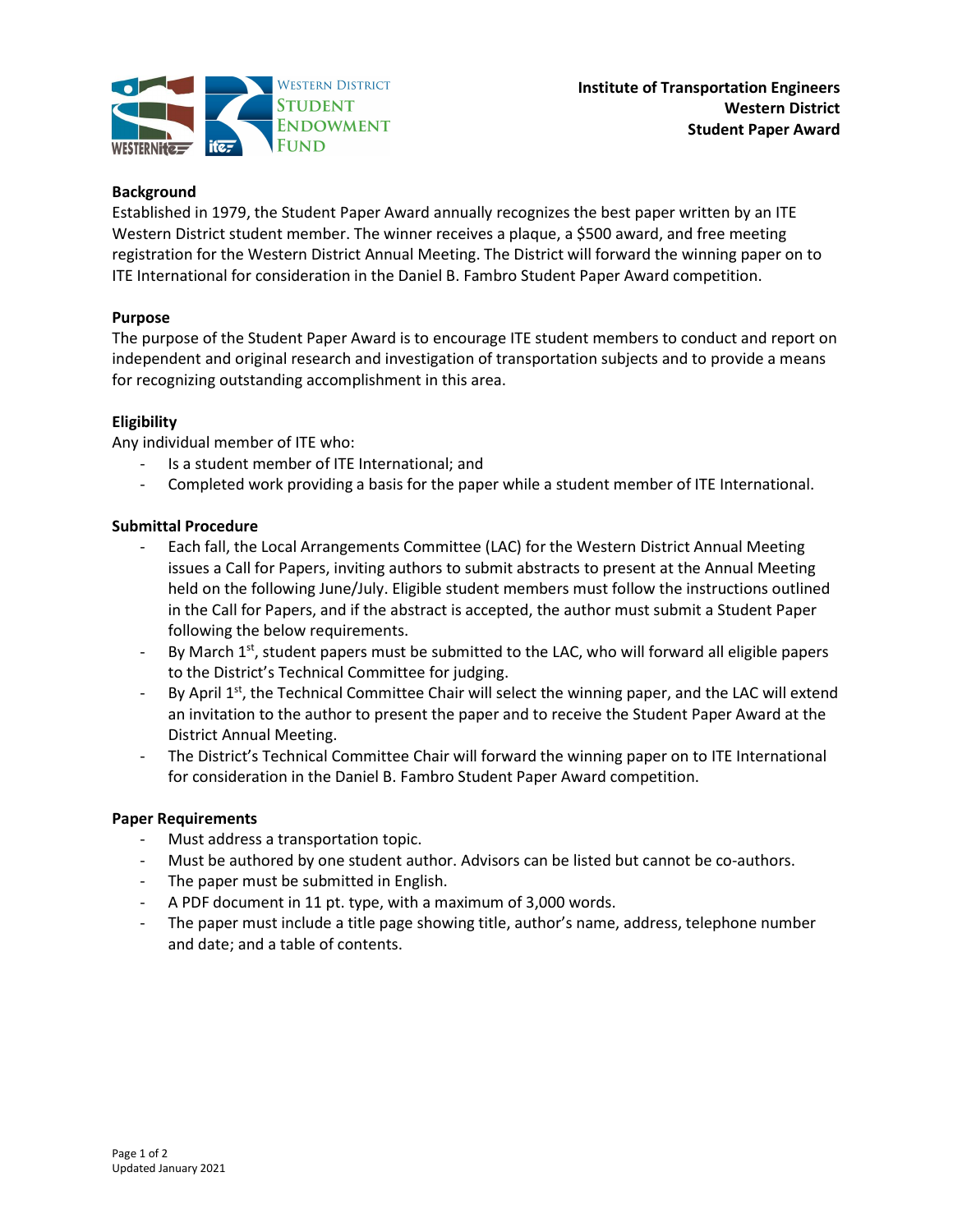**Institute of Transportation Engineers**
**Western District**
**Student Paper Award**

## Background

Established in 1979, the Student Paper Award annually recognizes the best paper written by an ITE Western District student member. The winner receives a plaque, a $500 award, and free meeting registration for the Western District Annual Meeting. The District will forward the winning paper on to ITE International for consideration in the Daniel B. Fambro Student Paper Award competition.

## Purpose

The purpose of the Student Paper Award is to encourage ITE student members to conduct and report on independent and original research and investigation of transportation subjects and to provide a means for recognizing outstanding accomplishment in this area.

## Eligibility

Any individual member of ITE who:

- Is a student member of ITE International; and
- Completed work providing a basis for the paper while a student member of ITE International.

## Submittal Procedure

- Each fall, the Local Arrangements Committee (LAC) for the Western District Annual Meeting issues a Call for Papers, inviting authors to submit abstracts to present at the Annual Meeting held on the following June/July. Eligible student members must follow the instructions outlined in the Call for Papers, and if the abstract is accepted, the author must submit a Student Paper following the below requirements.
- By March 1st, student papers must be submitted to the LAC, who will forward all eligible papers to the District's Technical Committee for judging.
- By April 1st, the Technical Committee Chair will select the winning paper, and the LAC will extend an invitation to the author to present the paper and to receive the Student Paper Award at the District Annual Meeting.
- The District's Technical Committee Chair will forward the winning paper on to ITE International for consideration in the Daniel B. Fambro Student Paper Award competition.

## Paper Requirements

- Must address a transportation topic.
- Must be authored by one student author. Advisors can be listed but cannot be co-authors.
- The paper must be submitted in English.
- A PDF document in 11 pt. type, with a maximum of 3,000 words.
- The paper must include a title page showing title, author's name, address, telephone number and date; and a table of contents.

Updated January 2021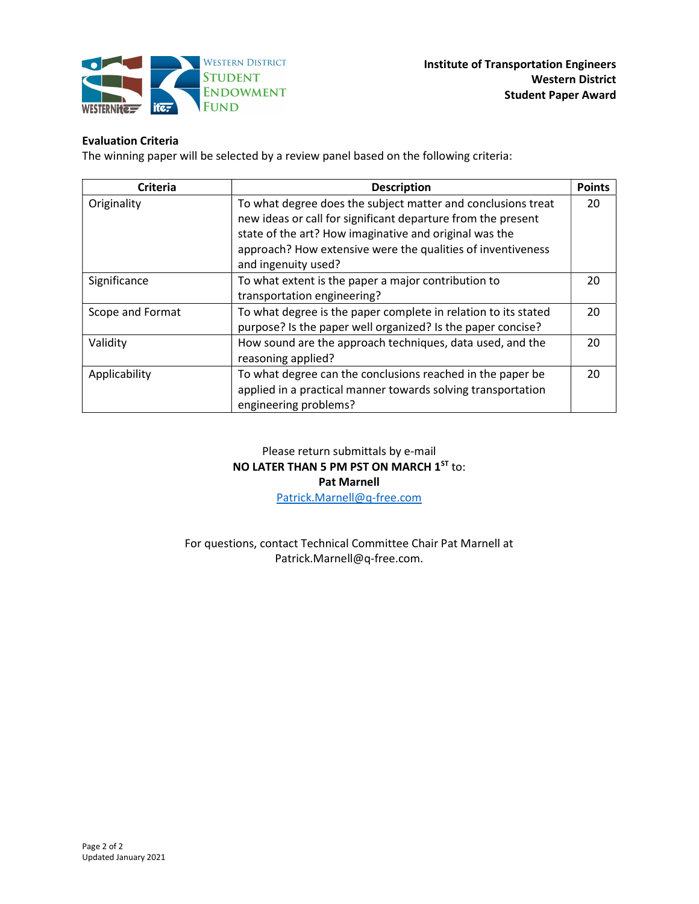**Institute of Transportation Engineers**
**Western District**
**Student Paper Award**

## Evaluation Criteria

The winning paper will be selected by a review panel based on the following criteria:

| Criteria | Description | Points |
|---|---|---|
| Originality | To what degree does the subject matter and conclusions treat new ideas or call for significant departure from the present state of the art? How imaginative and original was the approach? How extensive were the qualities of inventiveness and ingenuity used? | 20 |
| Significance | To what extent is the paper a major contribution to transportation engineering? | 20 |
| Scope and Format | To what degree is the paper complete in relation to its stated purpose? Is the paper well organized? Is the paper concise? | 20 |
| Validity | How sound are the approach techniques, data used, and the reasoning applied? | 20 |
| Applicability | To what degree can the conclusions reached in the paper be applied in a practical manner towards solving transportation engineering problems? | 20 |

Please return submittals by e-mail
**NO LATER THAN 5 PM PST ON MARCH 1ST** to:
**Pat Marnell**
Patrick.Marnell@q-free.com

For questions, contact Technical Committee Chair Pat Marnell at Patrick.Marnell@q-free.com.

Updated January 2021